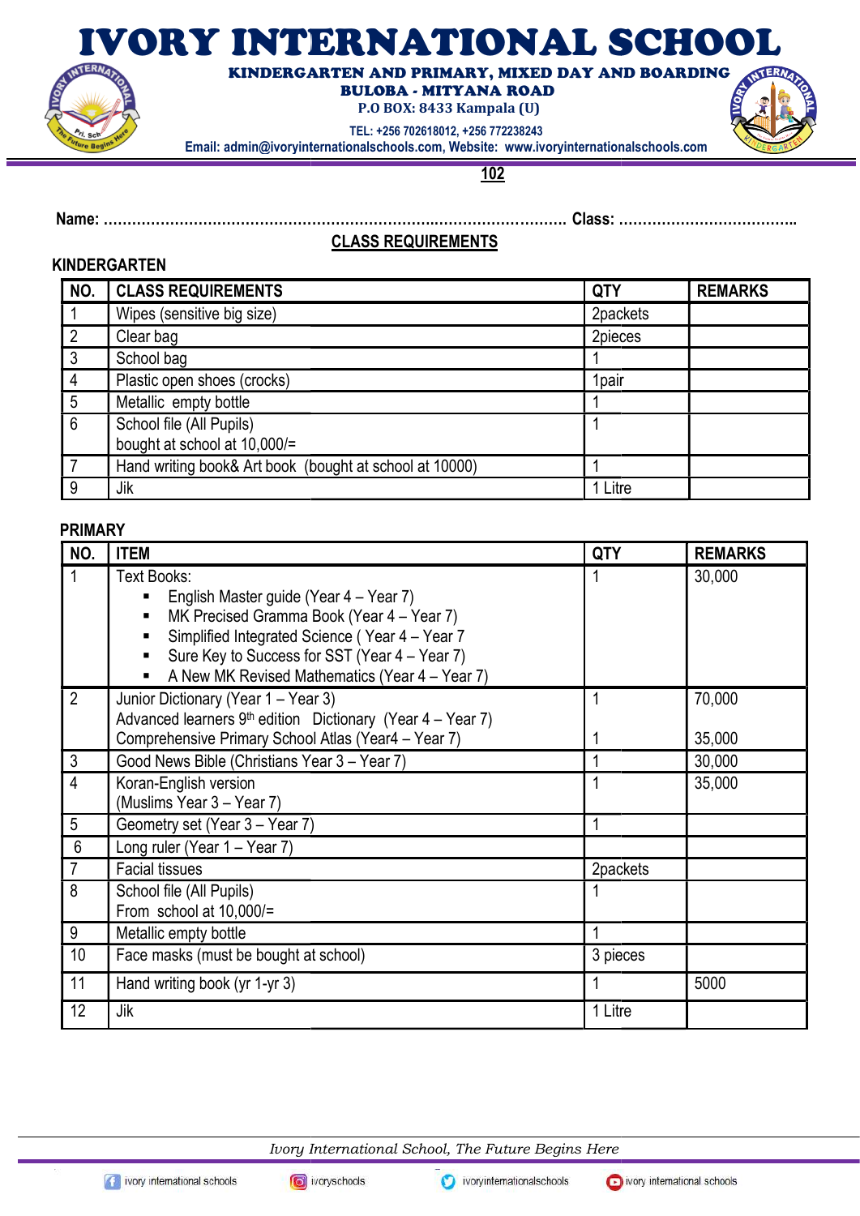# IVORY INTERNATIONAL SCHOOL

**KINDERGARTEN AND PRIMARY, MIXED DAY AND BOARDING**
**BULOBA - MITYANA ROAD**
**P.O BOX: 8433 Kampala (U)**
TEL: +256 702618012, +256 772238243
Email: admin@ivoryinternationalschools.com, Website: www.ivoryinternationalschools.com

**102**

Name: ……………………………………………………………………………………… Class: ………………………………..

## CLASS REQUIREMENTS

### KINDERGARTEN

| NO. | CLASS REQUIREMENTS | QTY | REMARKS |
|---|---|---|---|
| 1 | Wipes (sensitive big size) | 2packets | |
| 2 | Clear bag | 2pieces | |
| 3 | School bag | 1 | |
| 4 | Plastic open shoes (crocks) | 1pair | |
| 5 | Metallic empty bottle | 1 | |
| 6 | School file (All Pupils) bought at school at 10,000/= | 1 | |
| 7 | Hand writing book& Art book (bought at school at 10000) | 1 | |
| 9 | Jik | 1 Litre | |

### PRIMARY

| NO. | ITEM | QTY | REMARKS |
|---|---|---|---|
| 1 | Text Books:<br>▪ English Master guide (Year 4 – Year 7)<br>▪ MK Precised Gramma Book (Year 4 – Year 7)<br>▪ Simplified Integrated Science ( Year 4 – Year 7<br>▪ Sure Key to Success for SST (Year 4 – Year 7)<br>▪ A New MK Revised Mathematics (Year 4 – Year 7) | 1 | 30,000 |
| 2 | Junior Dictionary (Year 1 – Year 3)<br>Advanced learners 9th edition Dictionary (Year 4 – Year 7)<br>Comprehensive Primary School Atlas (Year4 – Year 7) | 1<br><br>1 | 70,000<br><br>35,000 |
| 3 | Good News Bible (Christians Year 3 – Year 7) | 1 | 30,000 |
| 4 | Koran-English version (Muslims Year 3 – Year 7) | 1 | 35,000 |
| 5 | Geometry set (Year 3 – Year 7) | 1 | |
| 6 | Long ruler (Year 1 – Year 7) | | |
| 7 | Facial tissues | 2packets | |
| 8 | School file (All Pupils) From school at 10,000/= | 1 | |
| 9 | Metallic empty bottle | 1 | |
| 10 | Face masks (must be bought at school) | 3 pieces | |
| 11 | Hand writing book (yr 1-yr 3) | 1 | 5000 |
| 12 | Jik | 1 Litre | |

*Ivory International School, The Future Begins Here*

ivory international schools | ivoryschools | ivoryinternationalschools | ivory international schools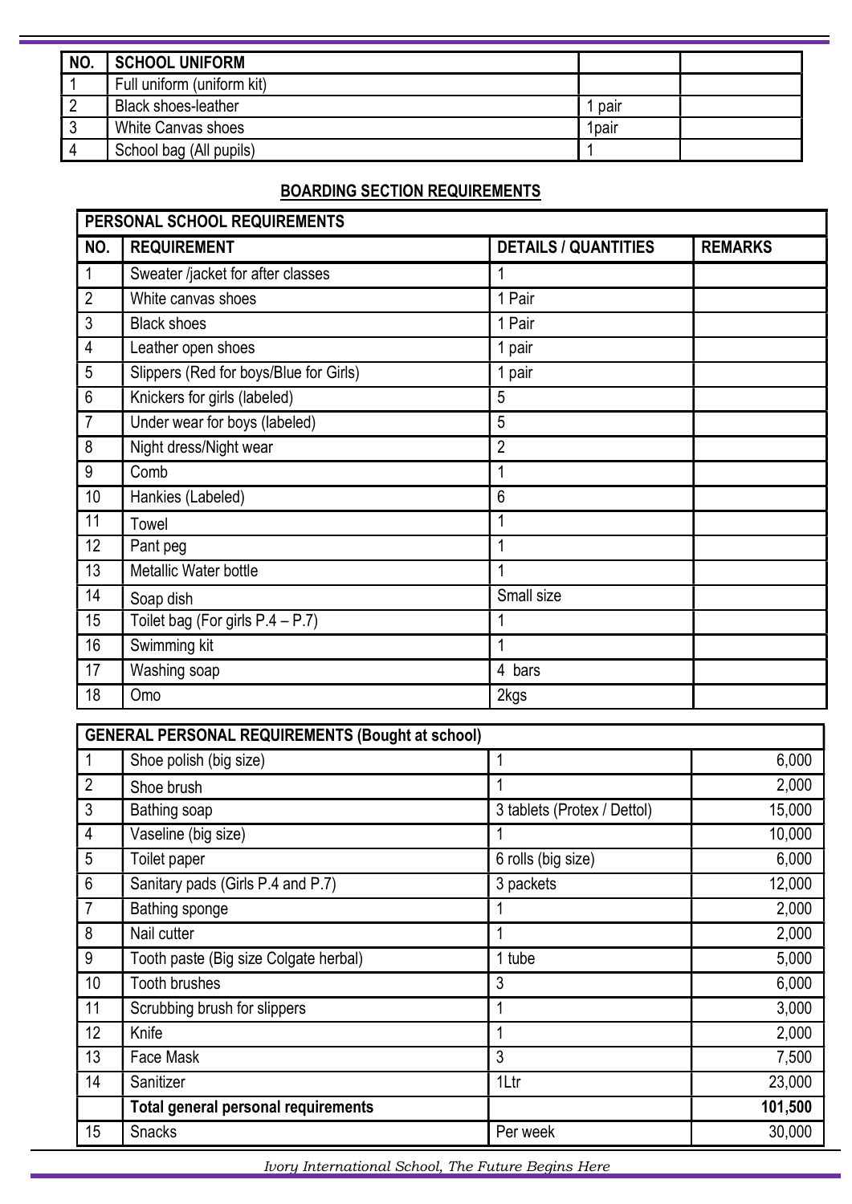| NO. | SCHOOL UNIFORM | | |
|---|---|---|---|
| 1 | Full uniform (uniform kit) | | |
| 2 | Black shoes-leather | 1 pair | |
| 3 | White Canvas shoes | 1pair | |
| 4 | School bag (All pupils) | 1 | |

**BOARDING SECTION REQUIREMENTS**

| PERSONAL SCHOOL REQUIREMENTS | | | |
|---|---|---|---|
| **NO.** | **REQUIREMENT** | **DETAILS / QUANTITIES** | **REMARKS** |
| 1 | Sweater /jacket for after classes | 1 | |
| 2 | White canvas shoes | 1 Pair | |
| 3 | Black shoes | 1 Pair | |
| 4 | Leather open shoes | 1 pair | |
| 5 | Slippers (Red for boys/Blue for Girls) | 1 pair | |
| 6 | Knickers for girls (labeled) | 5 | |
| 7 | Under wear for boys (labeled) | 5 | |
| 8 | Night dress/Night wear | 2 | |
| 9 | Comb | 1 | |
| 10 | Hankies (Labeled) | 6 | |
| 11 | Towel | 1 | |
| 12 | Pant peg | 1 | |
| 13 | Metallic Water bottle | 1 | |
| 14 | Soap dish | Small size | |
| 15 | Toilet bag (For girls P.4 – P.7) | 1 | |
| 16 | Swimming kit | 1 | |
| 17 | Washing soap | 4 bars | |
| 18 | Omo | 2kgs | |

| GENERAL PERSONAL REQUIREMENTS (Bought at school) | | | |
|---|---|---|---|
| 1 | Shoe polish (big size) | 1 | 6,000 |
| 2 | Shoe brush | 1 | 2,000 |
| 3 | Bathing soap | 3 tablets (Protex / Dettol) | 15,000 |
| 4 | Vaseline (big size) | 1 | 10,000 |
| 5 | Toilet paper | 6 rolls (big size) | 6,000 |
| 6 | Sanitary pads (Girls P.4 and P.7) | 3 packets | 12,000 |
| 7 | Bathing sponge | 1 | 2,000 |
| 8 | Nail cutter | 1 | 2,000 |
| 9 | Tooth paste (Big size Colgate herbal) | 1 tube | 5,000 |
| 10 | Tooth brushes | 3 | 6,000 |
| 11 | Scrubbing brush for slippers | 1 | 3,000 |
| 12 | Knife | 1 | 2,000 |
| 13 | Face Mask | 3 | 7,500 |
| 14 | Sanitizer | 1Ltr | 23,000 |
| | **Total general personal requirements** | | **101,500** |
| 15 | Snacks | Per week | 30,000 |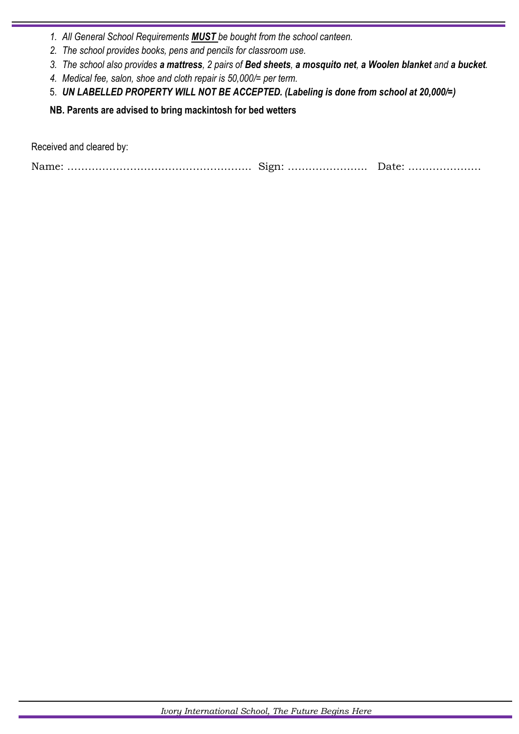1. *All General School Requirements* ***MUST*** *be bought from the school canteen.*
2. *The school provides books, pens and pencils for classroom use.*
3. *The school also provides* ***a mattress****, 2 pairs of* ***Bed sheets****,* ***a mosquito net****,* ***a Woolen blanket*** *and* ***a bucket****.*
4. *Medical fee, salon, shoe and cloth repair is 50,000/= per term.*
5. ***UN LABELLED PROPERTY WILL NOT BE ACCEPTED. (Labeling is done from school at 20,000/=)***

**NB. Parents are advised to bring mackintosh for bed wetters**

Received and cleared by:

Name: ..................................................... Sign: ....................... Date: .....................